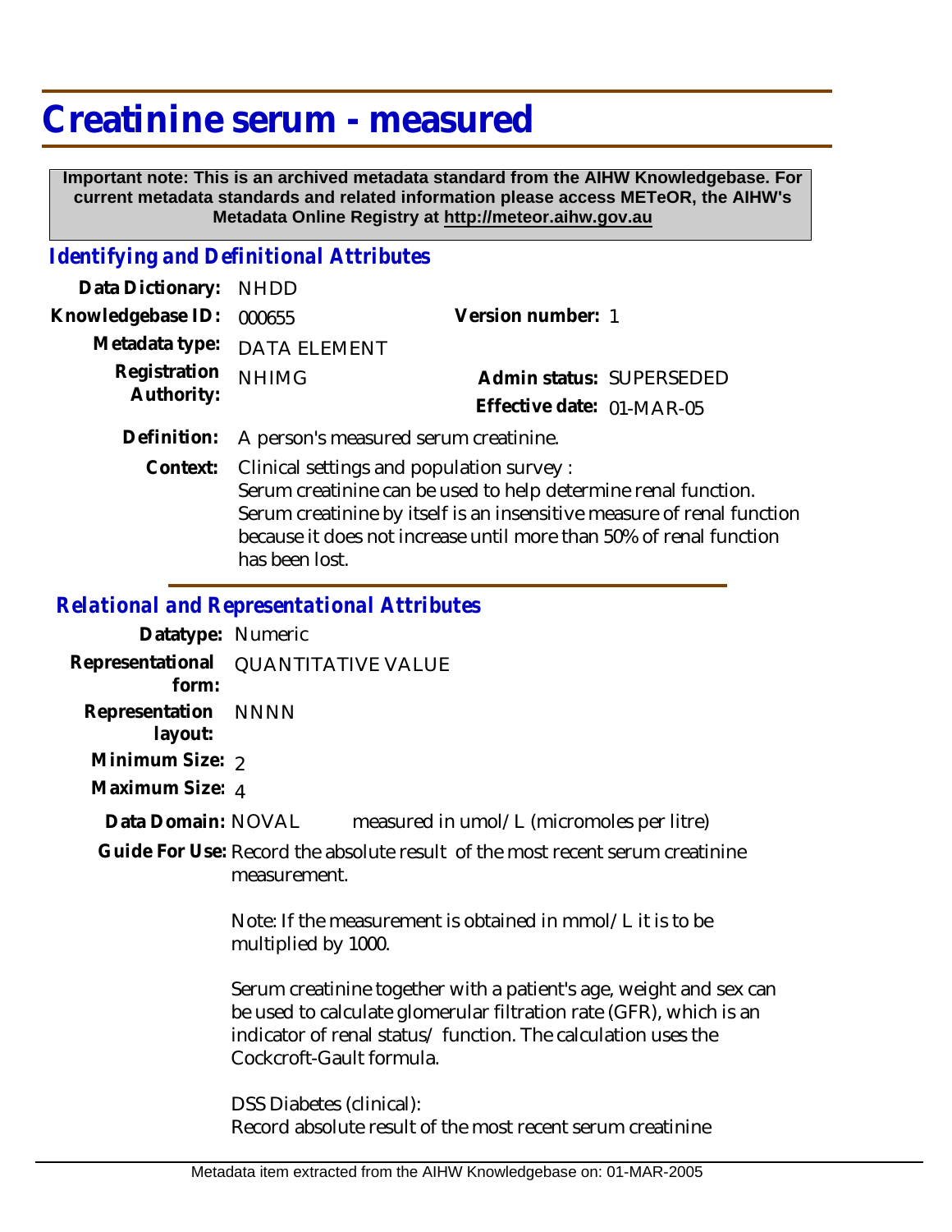# Creatinine serum - measured

**Important note: This is an archived metadata standard from the AIHW Knowledgebase. For current metadata standards and related information please access METeOR, the AIHW's Metadata Online Registry at http://meteor.aihw.gov.au**

## *Identifying and Definitional Attributes*

| | | | |
|---|---|---|---|
| **Data Dictionary:** | NHDD | | |
| **Knowledgebase ID:** | 000655 | **Version number:** | 1 |
| **Metadata type:** | DATA ELEMENT | | |
| **Registration Authority:** | NHIMG | **Admin status:** | SUPERSEDED |
| | | **Effective date:** | 01-MAR-05 |

**Definition:** A person's measured serum creatinine.

**Context:** Clinical settings and population survey :
Serum creatinine can be used to help determine renal function.
Serum creatinine by itself is an insensitive measure of renal function because it does not increase until more than 50% of renal function has been lost.

## *Relational and Representational Attributes*

**Datatype:** Numeric

**Representational form:** QUANTITATIVE VALUE

**Representation layout:** NNNN

**Minimum Size:** 2

**Maximum Size:** 4

**Data Domain:** NOVAL measured in umol/L (micromoles per litre)

**Guide For Use:** Record the absolute result of the most recent serum creatinine measurement.

Note: If the measurement is obtained in mmol/L it is to be multiplied by 1000.

Serum creatinine together with a patient's age, weight and sex can be used to calculate glomerular filtration rate (GFR), which is an indicator of renal status/ function. The calculation uses the Cockcroft-Gault formula.

DSS Diabetes (clinical):
Record absolute result of the most recent serum creatinine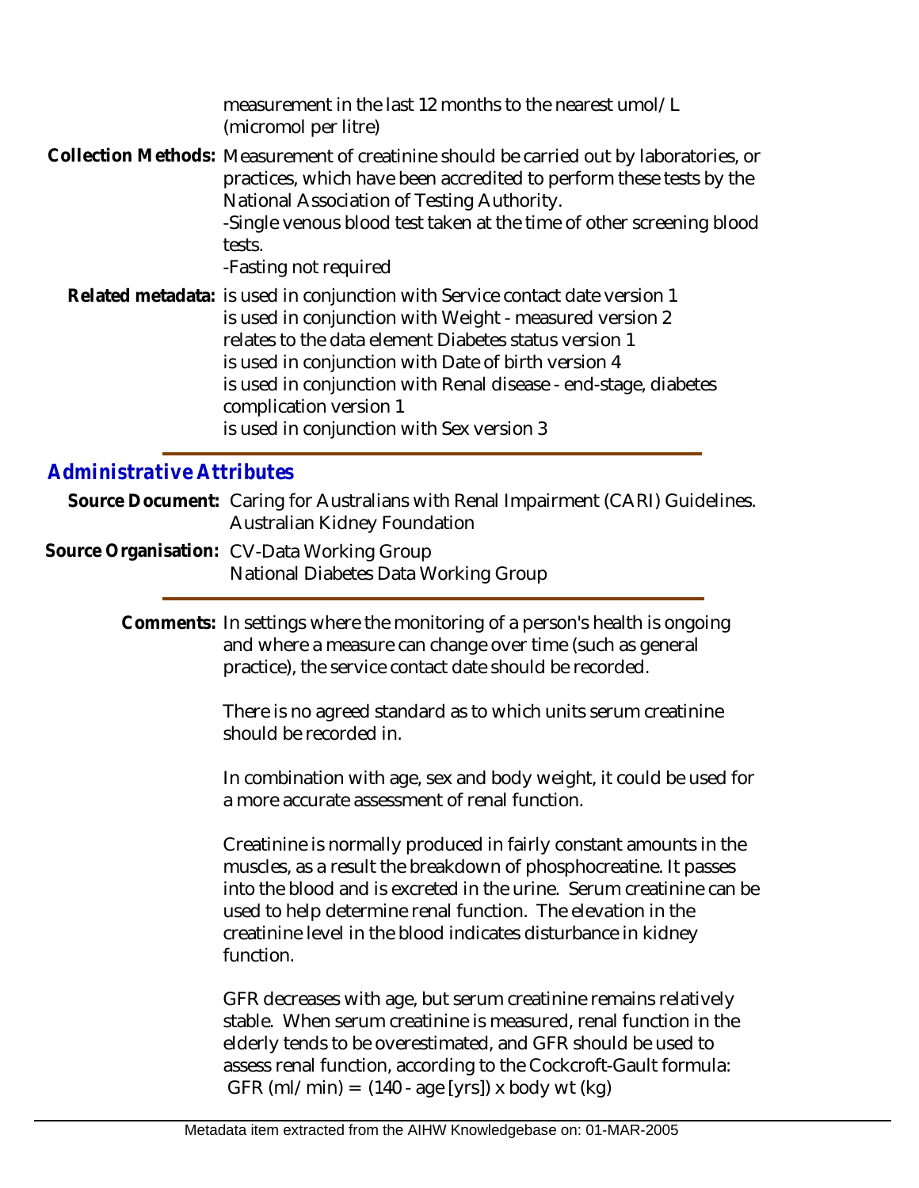measurement in the last 12 months to the nearest umol/L (micromol per litre)

**Collection Methods:** Measurement of creatinine should be carried out by laboratories, or practices, which have been accredited to perform these tests by the National Association of Testing Authority.
-Single venous blood test taken at the time of other screening blood tests.
-Fasting not required

**Related metadata:** is used in conjunction with Service contact date version 1
is used in conjunction with Weight - measured version 2
relates to the data element Diabetes status version 1
is used in conjunction with Date of birth version 4
is used in conjunction with Renal disease - end-stage, diabetes complication version 1
is used in conjunction with Sex version 3

## Administrative Attributes

**Source Document:** Caring for Australians with Renal Impairment (CARI) Guidelines. Australian Kidney Foundation

**Source Organisation:** CV-Data Working Group
National Diabetes Data Working Group

**Comments:** In settings where the monitoring of a person's health is ongoing and where a measure can change over time (such as general practice), the service contact date should be recorded.

There is no agreed standard as to which units serum creatinine should be recorded in.

In combination with age, sex and body weight, it could be used for a more accurate assessment of renal function.

Creatinine is normally produced in fairly constant amounts in the muscles, as a result the breakdown of phosphocreatine. It passes into the blood and is excreted in the urine. Serum creatinine can be used to help determine renal function. The elevation in the creatinine level in the blood indicates disturbance in kidney function.

GFR decreases with age, but serum creatinine remains relatively stable. When serum creatinine is measured, renal function in the elderly tends to be overestimated, and GFR should be used to assess renal function, according to the Cockcroft-Gault formula:
GFR (ml/min) = (140 - age [yrs]) x body wt (kg)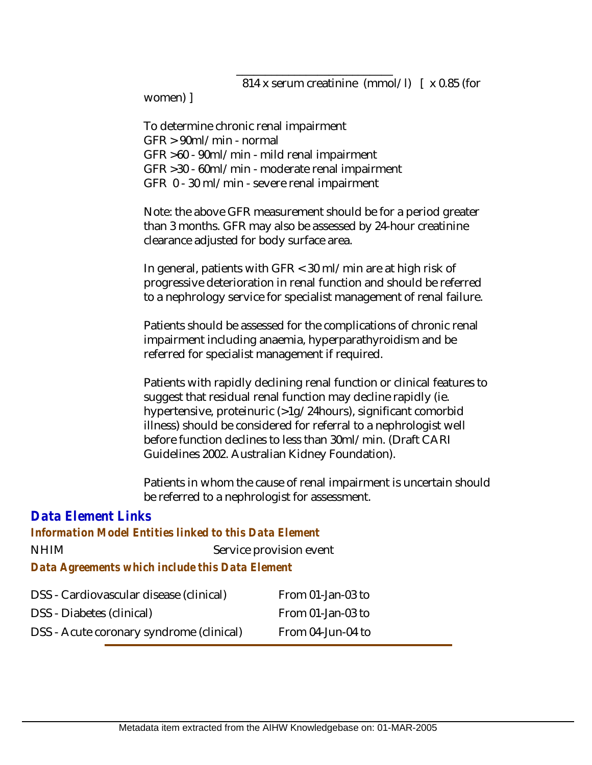______________________________
814 x serum creatinine (mmol/l) [ x 0.85 (for women) ]

To determine chronic renal impairment
GFR > 90ml/min - normal
GFR >60 - 90ml/min - mild renal impairment
GFR >30 - 60ml/min - moderate renal impairment
GFR 0 - 30 ml/min - severe renal impairment

Note: the above GFR measurement should be for a period greater than 3 months. GFR may also be assessed by 24-hour creatinine clearance adjusted for body surface area.

In general, patients with GFR < 30 ml/min are at high risk of progressive deterioration in renal function and should be referred to a nephrology service for specialist management of renal failure.

Patients should be assessed for the complications of chronic renal impairment including anaemia, hyperparathyroidism and be referred for specialist management if required.

Patients with rapidly declining renal function or clinical features to suggest that residual renal function may decline rapidly (ie. hypertensive, proteinuric (>1g/24hours), significant comorbid illness) should be considered for referral to a nephrologist well before function declines to less than 30ml/min. (Draft CARI Guidelines 2002. Australian Kidney Foundation).

Patients in whom the cause of renal impairment is uncertain should be referred to a nephrologist for assessment.

## Data Element Links

### Information Model Entities linked to this Data Element

| | |
|---|---|
| NHIM | Service provision event |

### Data Agreements which include this Data Element

| | |
|---|---|
| DSS - Cardiovascular disease (clinical) | From 01-Jan-03 to |
| DSS - Diabetes (clinical) | From 01-Jan-03 to |
| DSS - Acute coronary syndrome (clinical) | From 04-Jun-04 to |

Metadata item extracted from the AIHW Knowledgebase on: 01-MAR-2005